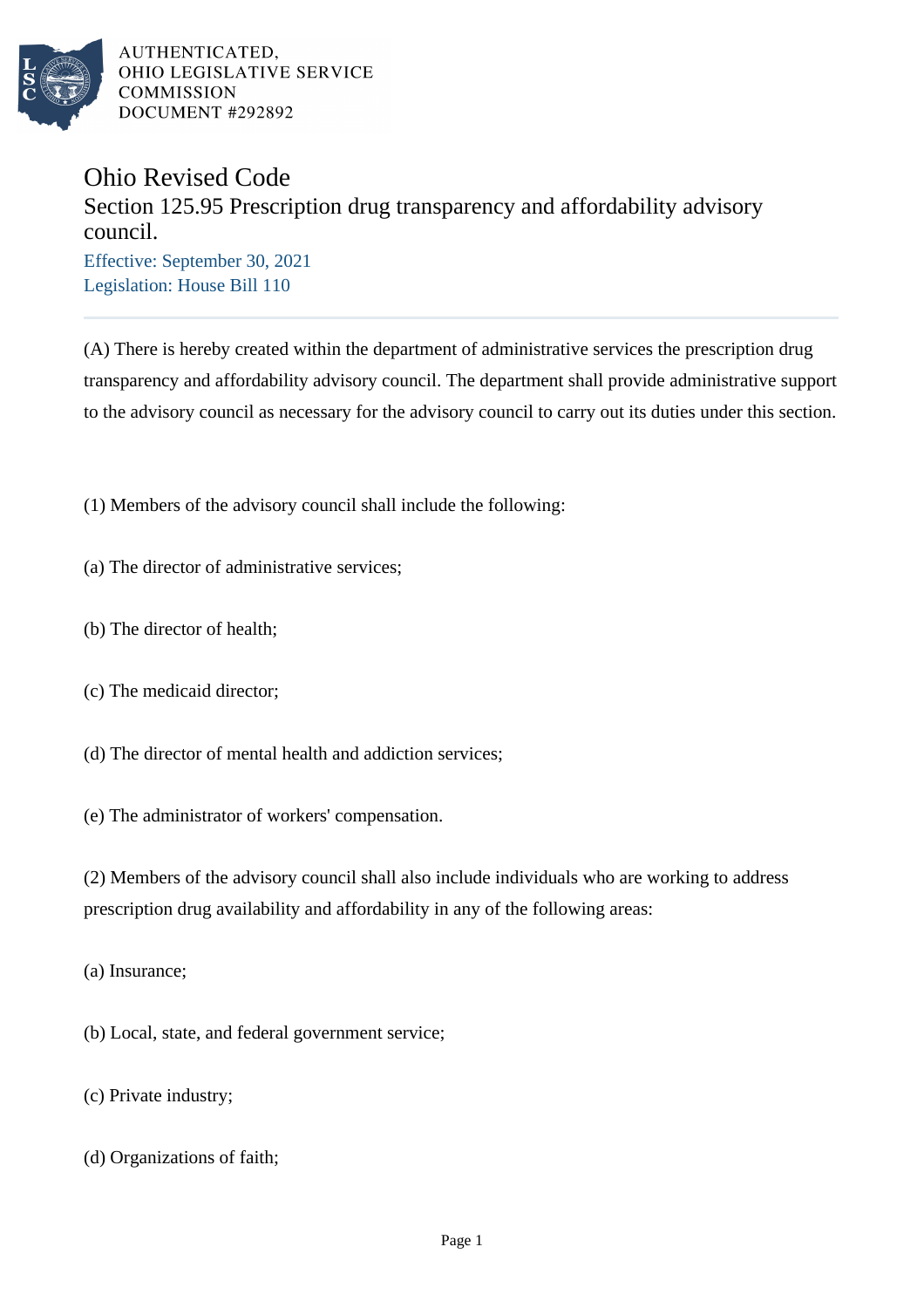AUTHENTICATED,
OHIO LEGISLATIVE SERVICE
COMMISSION
DOCUMENT #292892

# Ohio Revised Code

## Section 125.95 Prescription drug transparency and affordability advisory council.

Effective: September 30, 2021

Legislation: House Bill 110

---

(A) There is hereby created within the department of administrative services the prescription drug transparency and affordability advisory council. The department shall provide administrative support to the advisory council as necessary for the advisory council to carry out its duties under this section.

(1) Members of the advisory council shall include the following:

(a) The director of administrative services;

(b) The director of health;

(c) The medicaid director;

(d) The director of mental health and addiction services;

(e) The administrator of workers' compensation.

(2) Members of the advisory council shall also include individuals who are working to address prescription drug availability and affordability in any of the following areas:

(a) Insurance;

(b) Local, state, and federal government service;

(c) Private industry;

(d) Organizations of faith;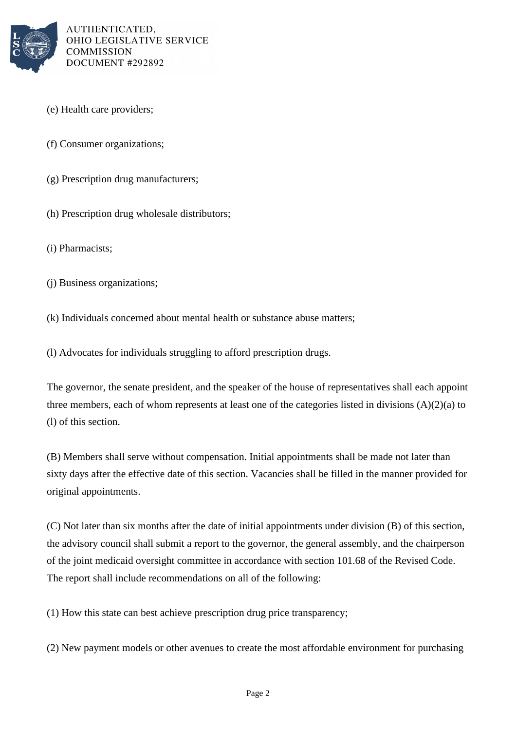(e) Health care providers;

(f) Consumer organizations;

(g) Prescription drug manufacturers;

(h) Prescription drug wholesale distributors;

(i) Pharmacists;

(j) Business organizations;

(k) Individuals concerned about mental health or substance abuse matters;

(l) Advocates for individuals struggling to afford prescription drugs.

The governor, the senate president, and the speaker of the house of representatives shall each appoint three members, each of whom represents at least one of the categories listed in divisions (A)(2)(a) to (l) of this section.

(B) Members shall serve without compensation. Initial appointments shall be made not later than sixty days after the effective date of this section. Vacancies shall be filled in the manner provided for original appointments.

(C) Not later than six months after the date of initial appointments under division (B) of this section, the advisory council shall submit a report to the governor, the general assembly, and the chairperson of the joint medicaid oversight committee in accordance with section 101.68 of the Revised Code. The report shall include recommendations on all of the following:

(1) How this state can best achieve prescription drug price transparency;

(2) New payment models or other avenues to create the most affordable environment for purchasing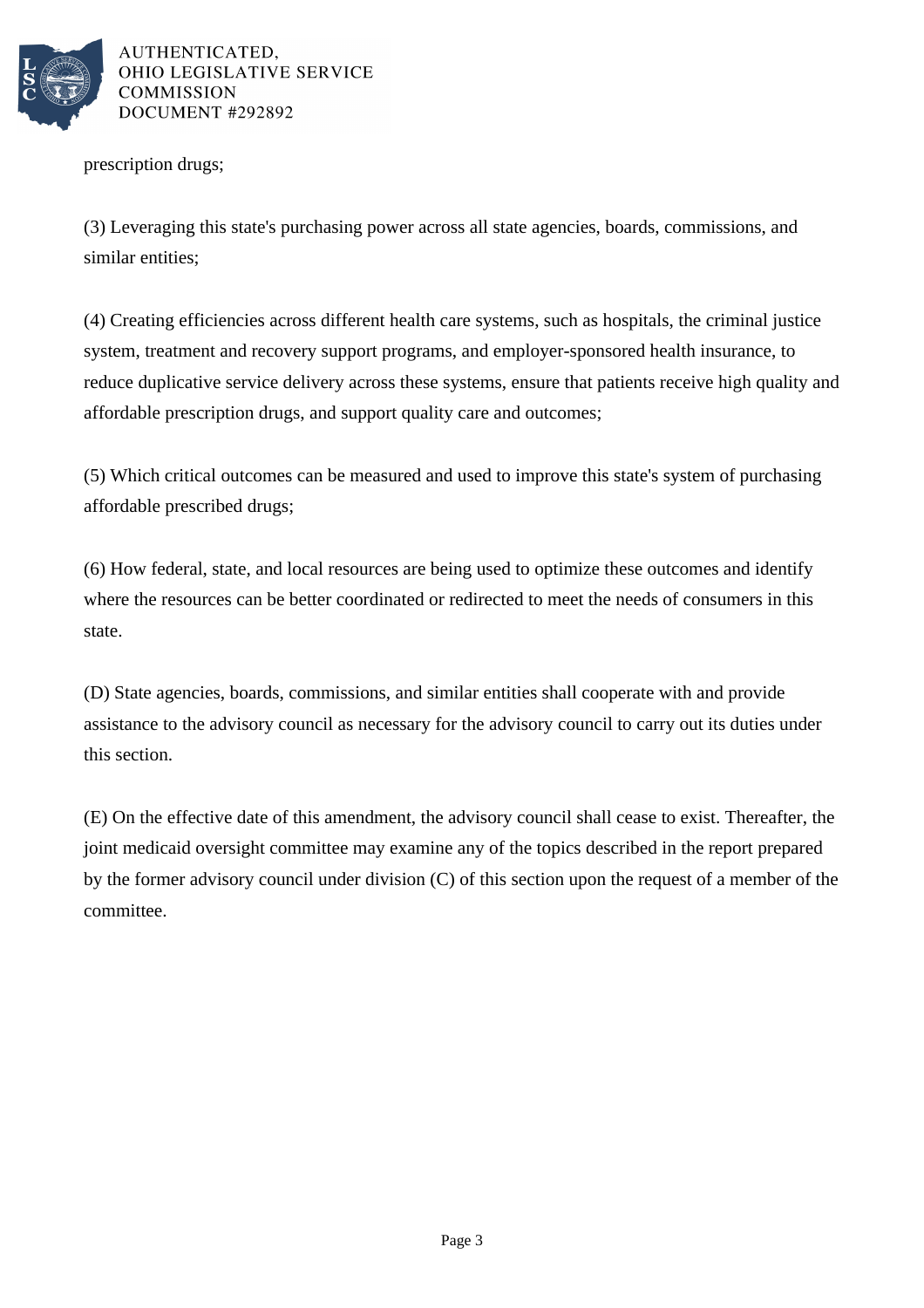prescription drugs;

(3) Leveraging this state's purchasing power across all state agencies, boards, commissions, and similar entities;

(4) Creating efficiencies across different health care systems, such as hospitals, the criminal justice system, treatment and recovery support programs, and employer-sponsored health insurance, to reduce duplicative service delivery across these systems, ensure that patients receive high quality and affordable prescription drugs, and support quality care and outcomes;

(5) Which critical outcomes can be measured and used to improve this state's system of purchasing affordable prescribed drugs;

(6) How federal, state, and local resources are being used to optimize these outcomes and identify where the resources can be better coordinated or redirected to meet the needs of consumers in this state.

(D) State agencies, boards, commissions, and similar entities shall cooperate with and provide assistance to the advisory council as necessary for the advisory council to carry out its duties under this section.

(E) On the effective date of this amendment, the advisory council shall cease to exist. Thereafter, the joint medicaid oversight committee may examine any of the topics described in the report prepared by the former advisory council under division (C) of this section upon the request of a member of the committee.